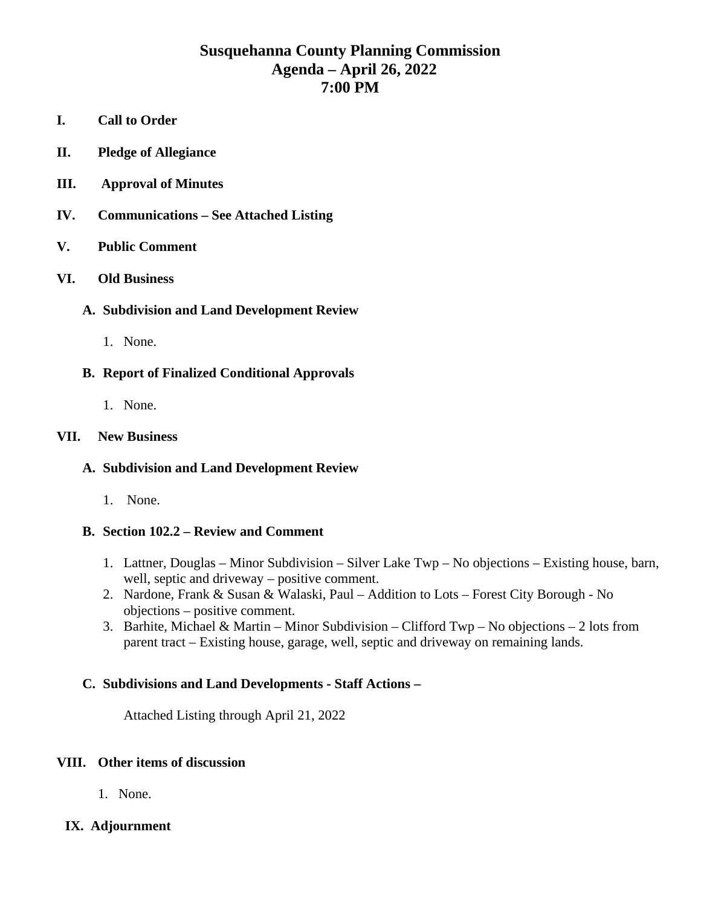# Susquehanna County Planning Commission
## Agenda – April 26, 2022
## 7:00 PM

**I. Call to Order**

**II. Pledge of Allegiance**

**III. Approval of Minutes**

**IV. Communications – See Attached Listing**

**V. Public Comment**

**VI. Old Business**

**A. Subdivision and Land Development Review**

1. None.

**B. Report of Finalized Conditional Approvals**

1. None.

**VII. New Business**

**A. Subdivision and Land Development Review**

1. None.

**B. Section 102.2 – Review and Comment**

1. Lattner, Douglas – Minor Subdivision – Silver Lake Twp – No objections – Existing house, barn, well, septic and driveway – positive comment.
2. Nardone, Frank & Susan & Walaski, Paul – Addition to Lots – Forest City Borough - No objections – positive comment.
3. Barhite, Michael & Martin – Minor Subdivision – Clifford Twp – No objections – 2 lots from parent tract – Existing house, garage, well, septic and driveway on remaining lands.

**C. Subdivisions and Land Developments - Staff Actions –**

Attached Listing through April 21, 2022

**VIII. Other items of discussion**

1. None.

**IX. Adjournment**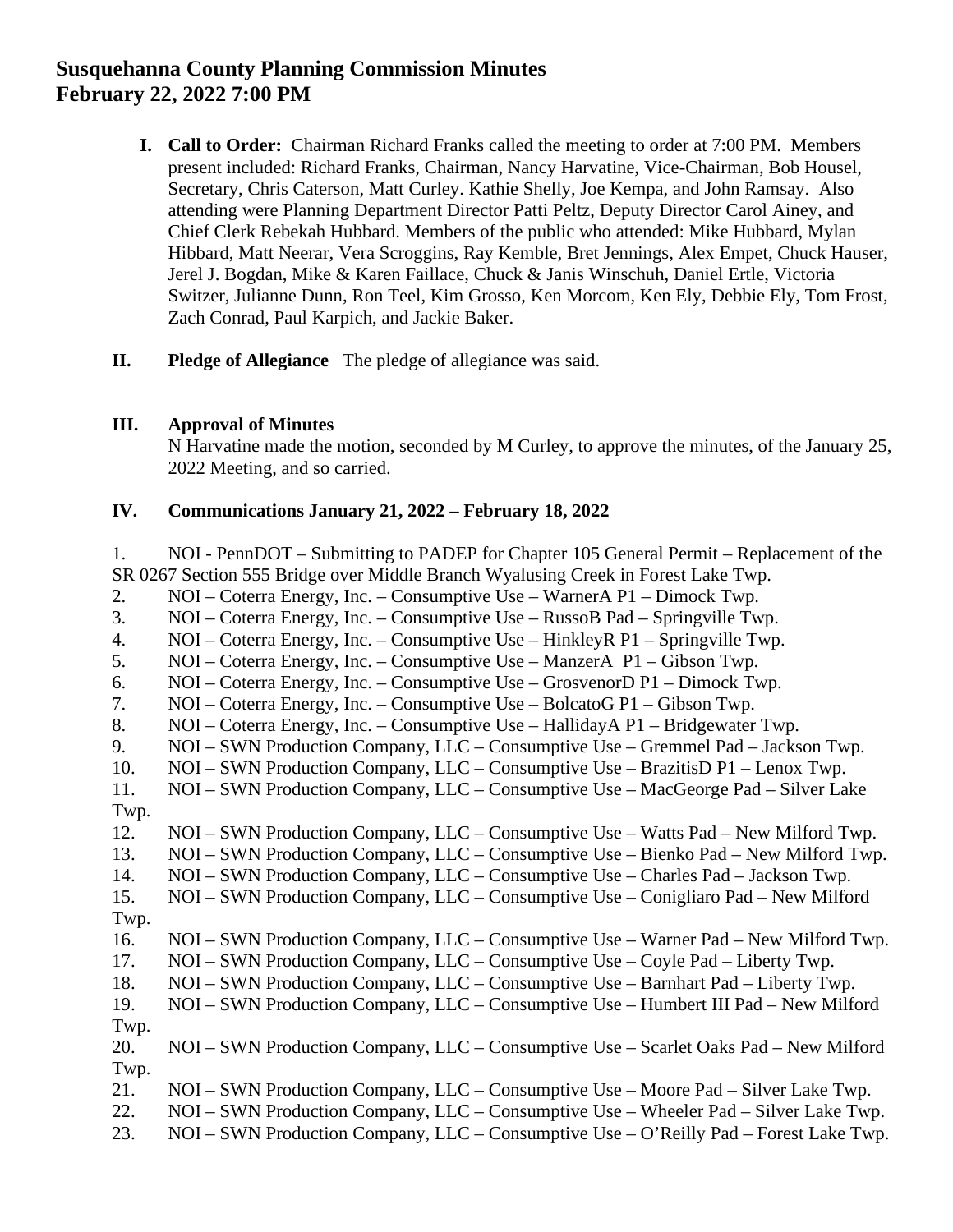# Susquehanna County Planning Commission Minutes
# February 22, 2022 7:00 PM

**I. Call to Order:** Chairman Richard Franks called the meeting to order at 7:00 PM. Members present included: Richard Franks, Chairman, Nancy Harvatine, Vice-Chairman, Bob Housel, Secretary, Chris Caterson, Matt Curley. Kathie Shelly, Joe Kempa, and John Ramsay. Also attending were Planning Department Director Patti Peltz, Deputy Director Carol Ainey, and Chief Clerk Rebekah Hubbard. Members of the public who attended: Mike Hubbard, Mylan Hibbard, Matt Neerar, Vera Scroggins, Ray Kemble, Bret Jennings, Alex Empet, Chuck Hauser, Jerel J. Bogdan, Mike & Karen Faillace, Chuck & Janis Winschuh, Daniel Ertle, Victoria Switzer, Julianne Dunn, Ron Teel, Kim Grosso, Ken Morcom, Ken Ely, Debbie Ely, Tom Frost, Zach Conrad, Paul Karpich, and Jackie Baker.

**II. Pledge of Allegiance** The pledge of allegiance was said.

**III. Approval of Minutes**

N Harvatine made the motion, seconded by M Curley, to approve the minutes, of the January 25, 2022 Meeting, and so carried.

**IV. Communications January 21, 2022 – February 18, 2022**

1. NOI - PennDOT – Submitting to PADEP for Chapter 105 General Permit – Replacement of the SR 0267 Section 555 Bridge over Middle Branch Wyalusing Creek in Forest Lake Twp.
2. NOI – Coterra Energy, Inc. – Consumptive Use – WarnerA P1 – Dimock Twp.
3. NOI – Coterra Energy, Inc. – Consumptive Use – RussoB Pad – Springville Twp.
4. NOI – Coterra Energy, Inc. – Consumptive Use – HinkleyR P1 – Springville Twp.
5. NOI – Coterra Energy, Inc. – Consumptive Use – ManzerA P1 – Gibson Twp.
6. NOI – Coterra Energy, Inc. – Consumptive Use – GrosvenorD P1 – Dimock Twp.
7. NOI – Coterra Energy, Inc. – Consumptive Use – BolcatoG P1 – Gibson Twp.
8. NOI – Coterra Energy, Inc. – Consumptive Use – HallidayA P1 – Bridgewater Twp.
9. NOI – SWN Production Company, LLC – Consumptive Use – Gremmel Pad – Jackson Twp.
10. NOI – SWN Production Company, LLC – Consumptive Use – BrazitisD P1 – Lenox Twp.
11. NOI – SWN Production Company, LLC – Consumptive Use – MacGeorge Pad – Silver Lake Twp.
12. NOI – SWN Production Company, LLC – Consumptive Use – Watts Pad – New Milford Twp.
13. NOI – SWN Production Company, LLC – Consumptive Use – Bienko Pad – New Milford Twp.
14. NOI – SWN Production Company, LLC – Consumptive Use – Charles Pad – Jackson Twp.
15. NOI – SWN Production Company, LLC – Consumptive Use – Conigliaro Pad – New Milford Twp.
16. NOI – SWN Production Company, LLC – Consumptive Use – Warner Pad – New Milford Twp.
17. NOI – SWN Production Company, LLC – Consumptive Use – Coyle Pad – Liberty Twp.
18. NOI – SWN Production Company, LLC – Consumptive Use – Barnhart Pad – Liberty Twp.
19. NOI – SWN Production Company, LLC – Consumptive Use – Humbert III Pad – New Milford Twp.
20. NOI – SWN Production Company, LLC – Consumptive Use – Scarlet Oaks Pad – New Milford Twp.
21. NOI – SWN Production Company, LLC – Consumptive Use – Moore Pad – Silver Lake Twp.
22. NOI – SWN Production Company, LLC – Consumptive Use – Wheeler Pad – Silver Lake Twp.
23. NOI – SWN Production Company, LLC – Consumptive Use – O'Reilly Pad – Forest Lake Twp.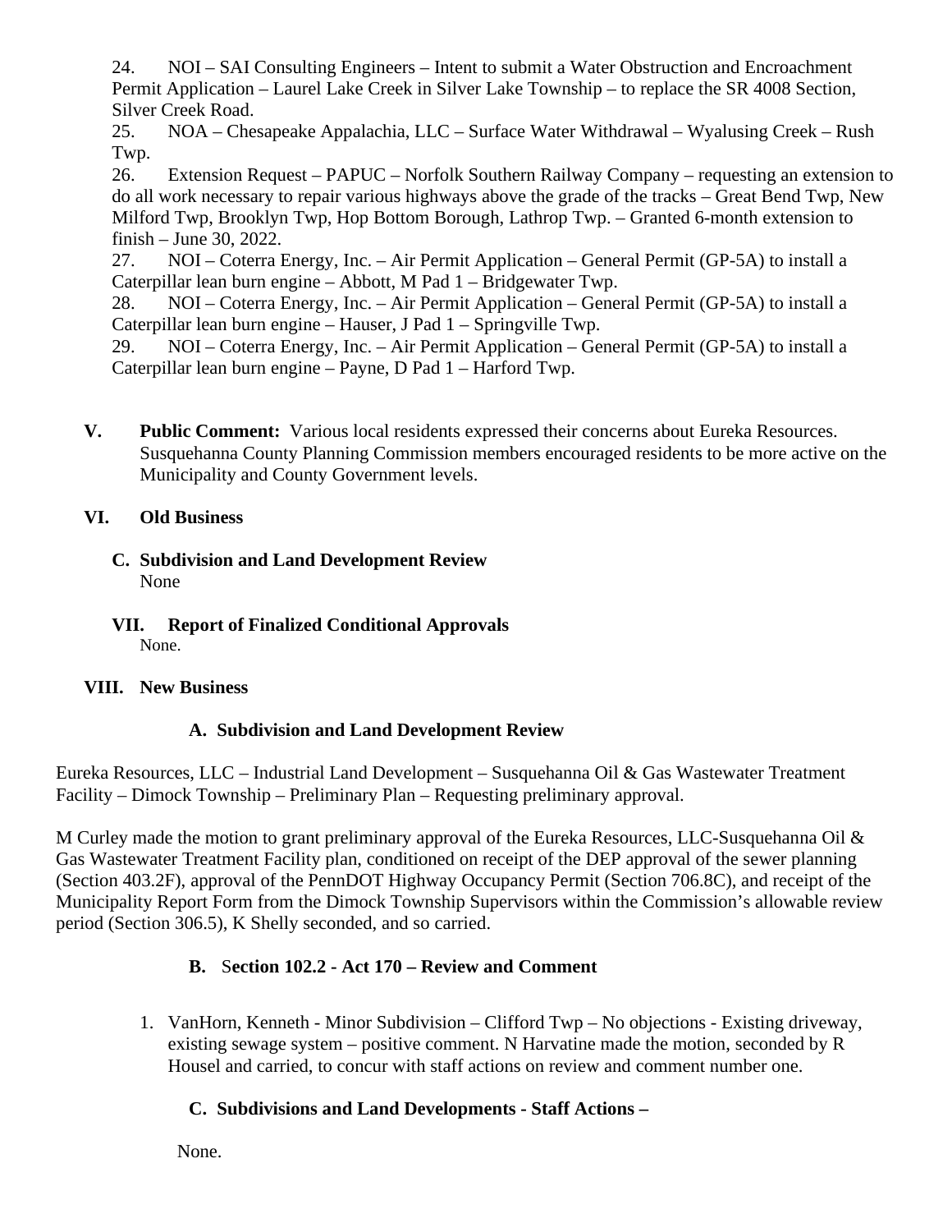24. NOI – SAI Consulting Engineers – Intent to submit a Water Obstruction and Encroachment Permit Application – Laurel Lake Creek in Silver Lake Township – to replace the SR 4008 Section, Silver Creek Road.
25. NOA – Chesapeake Appalachia, LLC – Surface Water Withdrawal – Wyalusing Creek – Rush Twp.
26. Extension Request – PAPUC – Norfolk Southern Railway Company – requesting an extension to do all work necessary to repair various highways above the grade of the tracks – Great Bend Twp, New Milford Twp, Brooklyn Twp, Hop Bottom Borough, Lathrop Twp. – Granted 6-month extension to finish – June 30, 2022.
27. NOI – Coterra Energy, Inc. – Air Permit Application – General Permit (GP-5A) to install a Caterpillar lean burn engine – Abbott, M Pad 1 – Bridgewater Twp.
28. NOI – Coterra Energy, Inc. – Air Permit Application – General Permit (GP-5A) to install a Caterpillar lean burn engine – Hauser, J Pad 1 – Springville Twp.
29. NOI – Coterra Energy, Inc. – Air Permit Application – General Permit (GP-5A) to install a Caterpillar lean burn engine – Payne, D Pad 1 – Harford Twp.

**V. Public Comment:** Various local residents expressed their concerns about Eureka Resources. Susquehanna County Planning Commission members encouraged residents to be more active on the Municipality and County Government levels.

**VI. Old Business**

**C. Subdivision and Land Development Review**

None

**VII. Report of Finalized Conditional Approvals**

None.

**VIII. New Business**

**A. Subdivision and Land Development Review**

Eureka Resources, LLC – Industrial Land Development – Susquehanna Oil & Gas Wastewater Treatment Facility – Dimock Township – Preliminary Plan – Requesting preliminary approval.

M Curley made the motion to grant preliminary approval of the Eureka Resources, LLC-Susquehanna Oil & Gas Wastewater Treatment Facility plan, conditioned on receipt of the DEP approval of the sewer planning (Section 403.2F), approval of the PennDOT Highway Occupancy Permit (Section 706.8C), and receipt of the Municipality Report Form from the Dimock Township Supervisors within the Commission's allowable review period (Section 306.5), K Shelly seconded, and so carried.

**B. Section 102.2 - Act 170 – Review and Comment**

1. VanHorn, Kenneth - Minor Subdivision – Clifford Twp – No objections - Existing driveway, existing sewage system – positive comment. N Harvatine made the motion, seconded by R Housel and carried, to concur with staff actions on review and comment number one.

**C. Subdivisions and Land Developments - Staff Actions –**

None.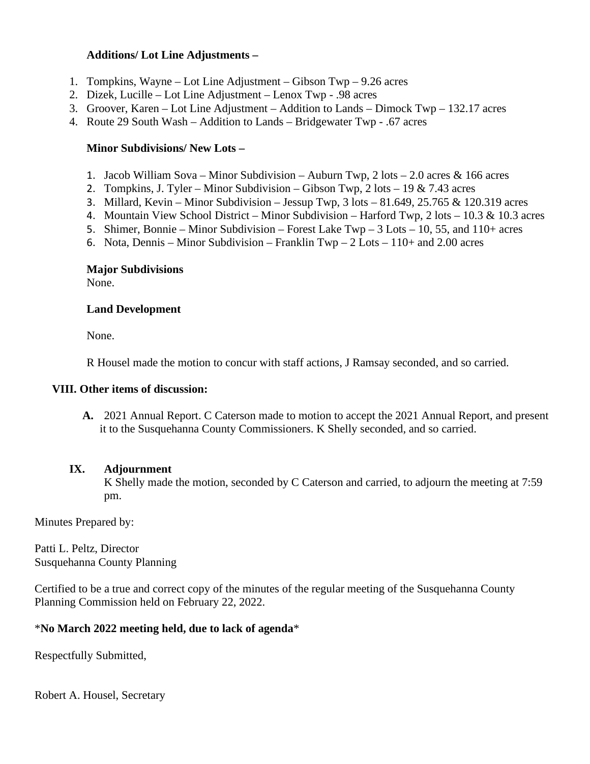**Additions/ Lot Line Adjustments –**

1. Tompkins, Wayne – Lot Line Adjustment – Gibson Twp – 9.26 acres
2. Dizek, Lucille – Lot Line Adjustment – Lenox Twp - .98 acres
3. Groover, Karen – Lot Line Adjustment – Addition to Lands – Dimock Twp – 132.17 acres
4. Route 29 South Wash – Addition to Lands – Bridgewater Twp - .67 acres

**Minor Subdivisions/ New Lots –**

1. Jacob William Sova – Minor Subdivision – Auburn Twp, 2 lots – 2.0 acres & 166 acres
2. Tompkins, J. Tyler – Minor Subdivision – Gibson Twp, 2 lots – 19 & 7.43 acres
3. Millard, Kevin – Minor Subdivision – Jessup Twp, 3 lots – 81.649, 25.765 & 120.319 acres
4. Mountain View School District – Minor Subdivision – Harford Twp, 2 lots – 10.3 & 10.3 acres
5. Shimer, Bonnie – Minor Subdivision – Forest Lake Twp – 3 Lots – 10, 55, and 110+ acres
6. Nota, Dennis – Minor Subdivision – Franklin Twp – 2 Lots – 110+ and 2.00 acres

**Major Subdivisions**
None.

**Land Development**

None.

R Housel made the motion to concur with staff actions, J Ramsay seconded, and so carried.

## VIII. Other items of discussion:

**A.** 2021 Annual Report. C Caterson made to motion to accept the 2021 Annual Report, and present it to the Susquehanna County Commissioners. K Shelly seconded, and so carried.

## IX. Adjournment

K Shelly made the motion, seconded by C Caterson and carried, to adjourn the meeting at 7:59 pm.

Minutes Prepared by:

Patti L. Peltz, Director
Susquehanna County Planning

Certified to be a true and correct copy of the minutes of the regular meeting of the Susquehanna County Planning Commission held on February 22, 2022.

\***No March 2022 meeting held, due to lack of agenda**\*

Respectfully Submitted,

Robert A. Housel, Secretary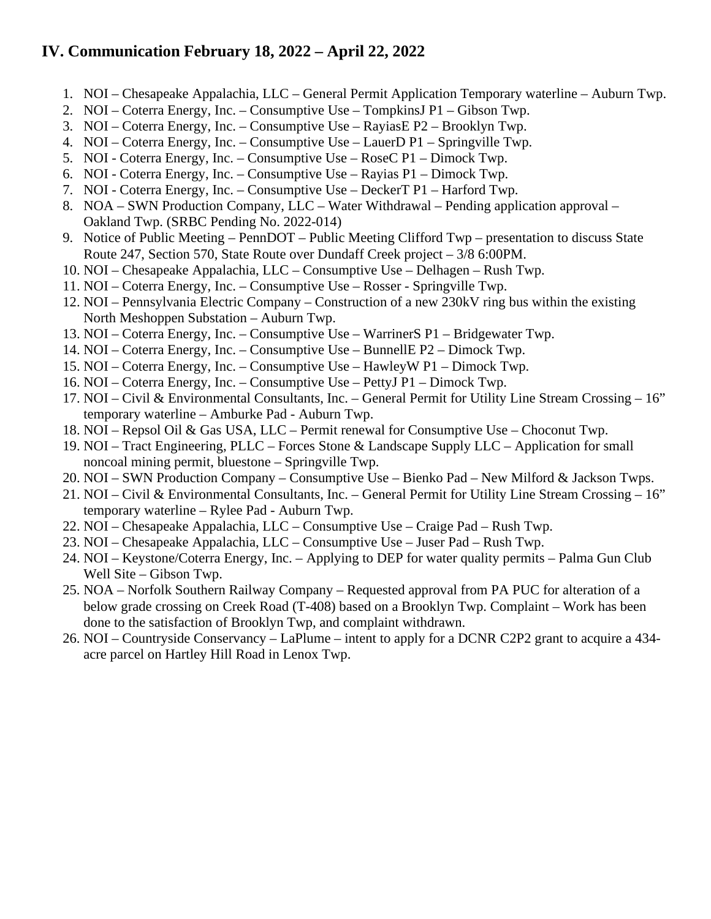## IV. Communication February 18, 2022 – April 22, 2022

1. NOI – Chesapeake Appalachia, LLC – General Permit Application Temporary waterline – Auburn Twp.
2. NOI – Coterra Energy, Inc. – Consumptive Use – TompkinsJ P1 – Gibson Twp.
3. NOI – Coterra Energy, Inc. – Consumptive Use – RayiasE P2 – Brooklyn Twp.
4. NOI – Coterra Energy, Inc. – Consumptive Use – LauerD P1 – Springville Twp.
5. NOI - Coterra Energy, Inc. – Consumptive Use – RoseC P1 – Dimock Twp.
6. NOI - Coterra Energy, Inc. – Consumptive Use – Rayias P1 – Dimock Twp.
7. NOI - Coterra Energy, Inc. – Consumptive Use – DeckerT P1 – Harford Twp.
8. NOA – SWN Production Company, LLC – Water Withdrawal – Pending application approval – Oakland Twp. (SRBC Pending No. 2022-014)
9. Notice of Public Meeting – PennDOT – Public Meeting Clifford Twp – presentation to discuss State Route 247, Section 570, State Route over Dundaff Creek project – 3/8 6:00PM.
10. NOI – Chesapeake Appalachia, LLC – Consumptive Use – Delhagen – Rush Twp.
11. NOI – Coterra Energy, Inc. – Consumptive Use – Rosser - Springville Twp.
12. NOI – Pennsylvania Electric Company – Construction of a new 230kV ring bus within the existing North Meshoppen Substation – Auburn Twp.
13. NOI – Coterra Energy, Inc. – Consumptive Use – WarrinerS P1 – Bridgewater Twp.
14. NOI – Coterra Energy, Inc. – Consumptive Use – BunnellE P2 – Dimock Twp.
15. NOI – Coterra Energy, Inc. – Consumptive Use – HawleyW P1 – Dimock Twp.
16. NOI – Coterra Energy, Inc. – Consumptive Use – PettyJ P1 – Dimock Twp.
17. NOI – Civil & Environmental Consultants, Inc. – General Permit for Utility Line Stream Crossing – 16" temporary waterline – Amburke Pad - Auburn Twp.
18. NOI – Repsol Oil & Gas USA, LLC – Permit renewal for Consumptive Use – Choconut Twp.
19. NOI – Tract Engineering, PLLC – Forces Stone & Landscape Supply LLC – Application for small noncoal mining permit, bluestone – Springville Twp.
20. NOI – SWN Production Company – Consumptive Use – Bienko Pad – New Milford & Jackson Twps.
21. NOI – Civil & Environmental Consultants, Inc. – General Permit for Utility Line Stream Crossing – 16" temporary waterline – Rylee Pad - Auburn Twp.
22. NOI – Chesapeake Appalachia, LLC – Consumptive Use – Craige Pad – Rush Twp.
23. NOI – Chesapeake Appalachia, LLC – Consumptive Use – Juser Pad – Rush Twp.
24. NOI – Keystone/Coterra Energy, Inc. – Applying to DEP for water quality permits – Palma Gun Club Well Site – Gibson Twp.
25. NOA – Norfolk Southern Railway Company – Requested approval from PA PUC for alteration of a below grade crossing on Creek Road (T-408) based on a Brooklyn Twp. Complaint – Work has been done to the satisfaction of Brooklyn Twp, and complaint withdrawn.
26. NOI – Countryside Conservancy – LaPlume – intent to apply for a DCNR C2P2 grant to acquire a 434-acre parcel on Hartley Hill Road in Lenox Twp.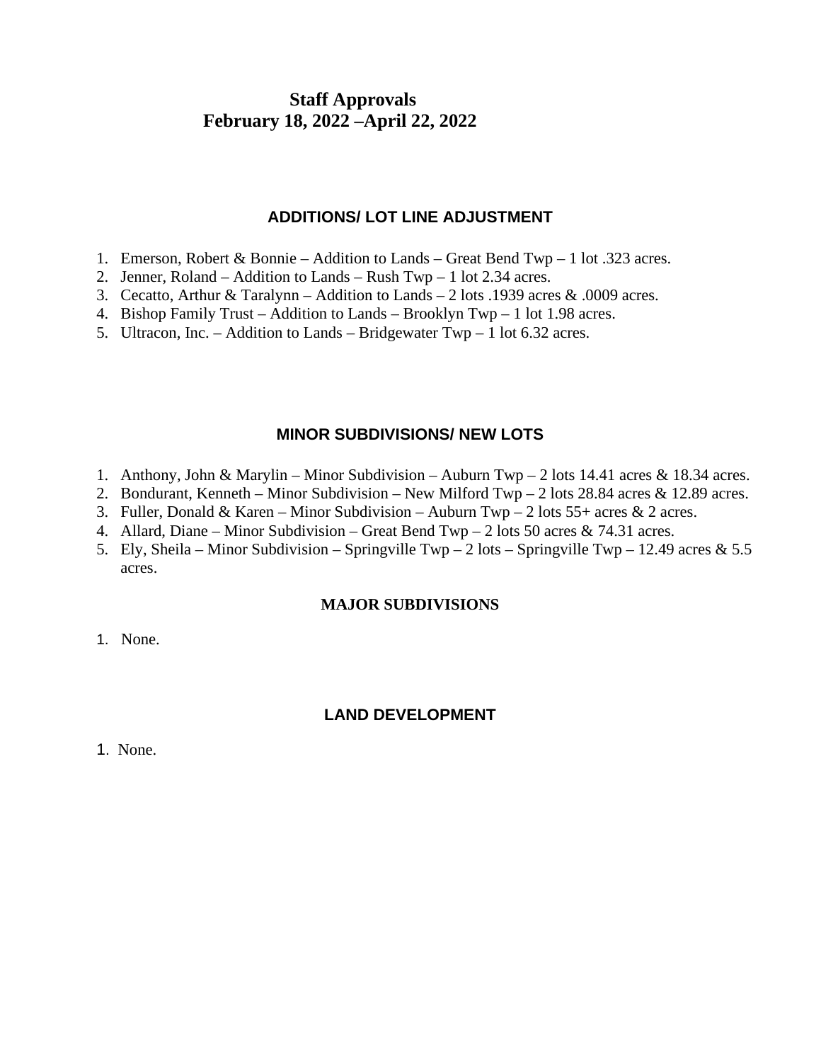# Staff Approvals
# February 18, 2022 –April 22, 2022

## ADDITIONS/ LOT LINE ADJUSTMENT

1. Emerson, Robert & Bonnie – Addition to Lands – Great Bend Twp – 1 lot .323 acres.
2. Jenner, Roland – Addition to Lands – Rush Twp – 1 lot 2.34 acres.
3. Cecatto, Arthur & Taralynn – Addition to Lands – 2 lots .1939 acres & .0009 acres.
4. Bishop Family Trust – Addition to Lands – Brooklyn Twp – 1 lot 1.98 acres.
5. Ultracon, Inc. – Addition to Lands – Bridgewater Twp – 1 lot 6.32 acres.

## MINOR SUBDIVISIONS/ NEW LOTS

1. Anthony, John & Marylin – Minor Subdivision – Auburn Twp – 2 lots 14.41 acres & 18.34 acres.
2. Bondurant, Kenneth – Minor Subdivision – New Milford Twp – 2 lots 28.84 acres & 12.89 acres.
3. Fuller, Donald & Karen – Minor Subdivision – Auburn Twp – 2 lots 55+ acres & 2 acres.
4. Allard, Diane – Minor Subdivision – Great Bend Twp – 2 lots 50 acres & 74.31 acres.
5. Ely, Sheila – Minor Subdivision – Springville Twp – 2 lots – Springville Twp – 12.49 acres & 5.5 acres.

## MAJOR SUBDIVISIONS

1. None.

## LAND DEVELOPMENT

1. None.